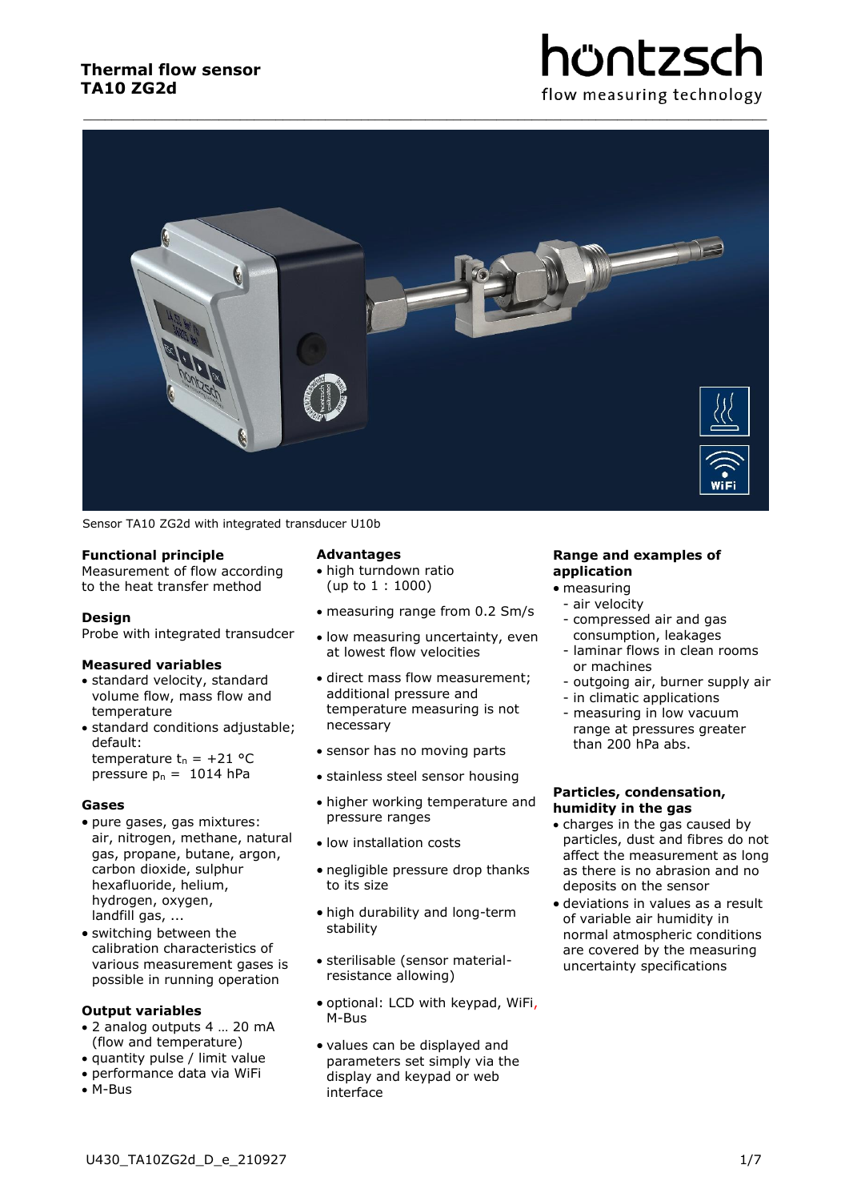# Thermal flow sensor TA10 ZG2d

höntzsch
flow measuring technology

Sensor TA10 ZG2d with integrated transducer U10b

### Functional principle

Measurement of flow according to the heat transfer method

### Design

Probe with integrated transudcer

### Measured variables

- standard velocity, standard volume flow, mass flow and temperature
- standard conditions adjustable; default:
  temperature $t_n$ = +21 °C
  pressure $p_n$ = 1014 hPa

### Gases

- pure gases, gas mixtures: air, nitrogen, methane, natural gas, propane, butane, argon, carbon dioxide, sulphur hexafluoride, helium, hydrogen, oxygen, landfill gas, ...
- switching between the calibration characteristics of various measurement gases is possible in running operation

### Output variables

- 2 analog outputs 4 … 20 mA (flow and temperature)
- quantity pulse / limit value
- performance data via WiFi
- M-Bus

### Advantages

- high turndown ratio (up to 1 : 1000)
- measuring range from 0.2 Sm/s
- low measuring uncertainty, even at lowest flow velocities
- direct mass flow measurement; additional pressure and temperature measuring is not necessary
- sensor has no moving parts
- stainless steel sensor housing
- higher working temperature and pressure ranges
- low installation costs
- negligible pressure drop thanks to its size
- high durability and long-term stability
- sterilisable (sensor material-resistance allowing)
- optional: LCD with keypad, WiFi, M-Bus
- values can be displayed and parameters set simply via the display and keypad or web interface

### Range and examples of application

- measuring
  - air velocity
  - compressed air and gas consumption, leakages
  - laminar flows in clean rooms or machines
  - outgoing air, burner supply air
  - in climatic applications
  - measuring in low vacuum range at pressures greater than 200 hPa abs.

### Particles, condensation, humidity in the gas

- charges in the gas caused by particles, dust and fibres do not affect the measurement as long as there is no abrasion and no deposits on the sensor
- deviations in values as a result of variable air humidity in normal atmospheric conditions are covered by the measuring uncertainty specifications

U430_TA10ZG2d_D_e_210927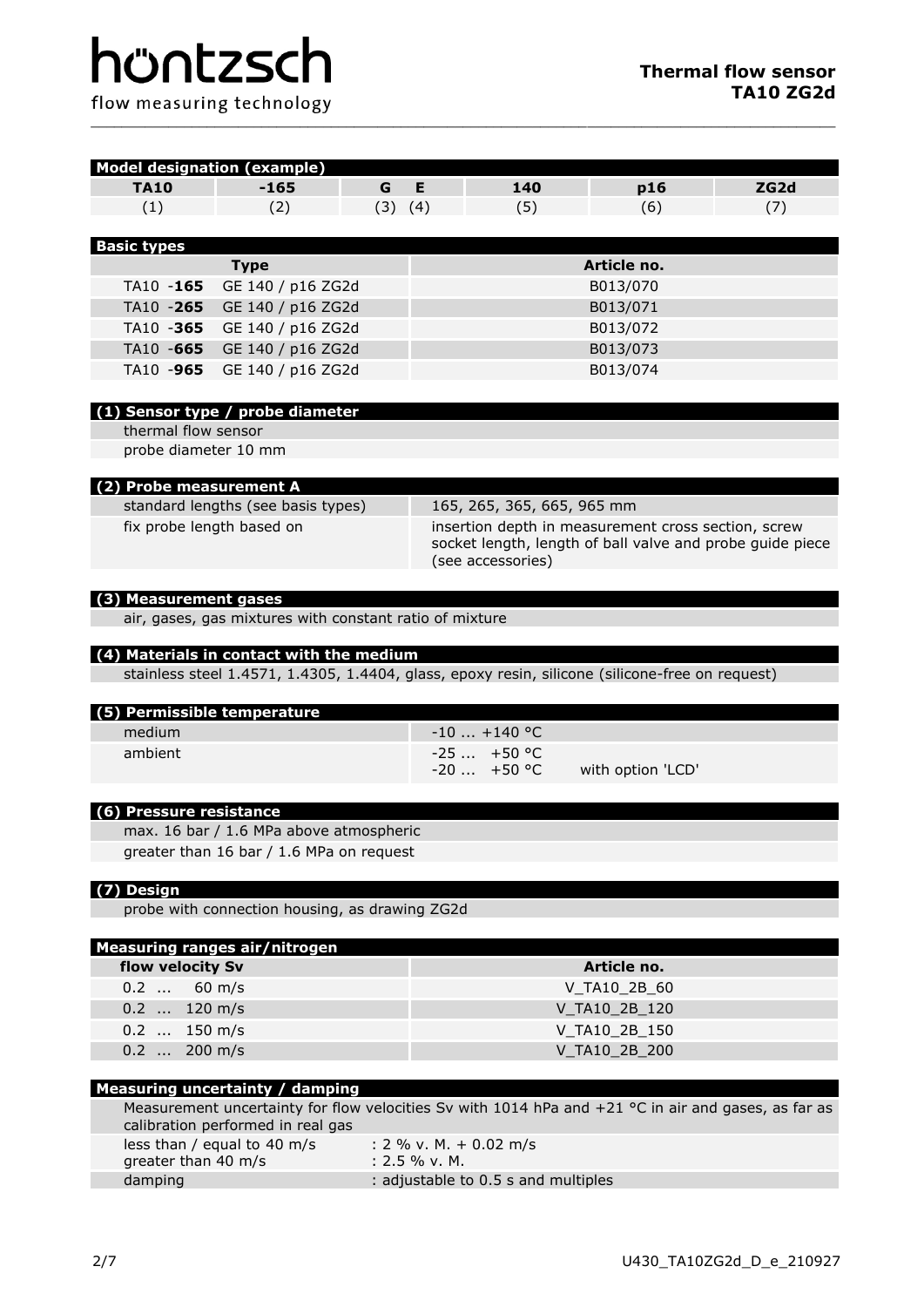**Model designation (example)**

| TA10 | -165 | G E | 140 | p16 | ZG2d |
|---|---|---|---|---|---|
| (1) | (2) | (3) (4) | (5) | (6) | (7) |

**Basic types**

| Type | Article no. |
|---|---|
| TA10 -**165** GE 140 / p16 ZG2d | B013/070 |
| TA10 -**265** GE 140 / p16 ZG2d | B013/071 |
| TA10 -**365** GE 140 / p16 ZG2d | B013/072 |
| TA10 -**665** GE 140 / p16 ZG2d | B013/073 |
| TA10 -**965** GE 140 / p16 ZG2d | B013/074 |

**(1) Sensor type / probe diameter**

thermal flow sensor

probe diameter 10 mm

**(2) Probe measurement A**

| | |
|---|---|
| standard lengths (see basis types) | 165, 265, 365, 665, 965 mm |
| fix probe length based on | insertion depth in measurement cross section, screw socket length, length of ball valve and probe guide piece (see accessories) |

**(3) Measurement gases**

air, gases, gas mixtures with constant ratio of mixture

**(4) Materials in contact with the medium**

stainless steel 1.4571, 1.4305, 1.4404, glass, epoxy resin, silicone (silicone-free on request)

**(5) Permissible temperature**

| | |
|---|---|
| medium | -10 ... +140 °C |
| ambient | -25 ... +50 °C<br>-20 ... +50 °C with option 'LCD' |

**(6) Pressure resistance**

max. 16 bar / 1.6 MPa above atmospheric

greater than 16 bar / 1.6 MPa on request

**(7) Design**

probe with connection housing, as drawing ZG2d

**Measuring ranges air/nitrogen**

| flow velocity Sv | Article no. |
|---|---|
| 0.2 ... 60 m/s | V_TA10_2B_60 |
| 0.2 ... 120 m/s | V_TA10_2B_120 |
| 0.2 ... 150 m/s | V_TA10_2B_150 |
| 0.2 ... 200 m/s | V_TA10_2B_200 |

**Measuring uncertainty / damping**

Measurement uncertainty for flow velocities Sv with 1014 hPa and +21 °C in air and gases, as far as calibration performed in real gas

| | |
|---|---|
| less than / equal to 40 m/s | : 2 % v. M. + 0.02 m/s |
| greater than 40 m/s | : 2.5 % v. M. |
| damping | : adjustable to 0.5 s and multiples |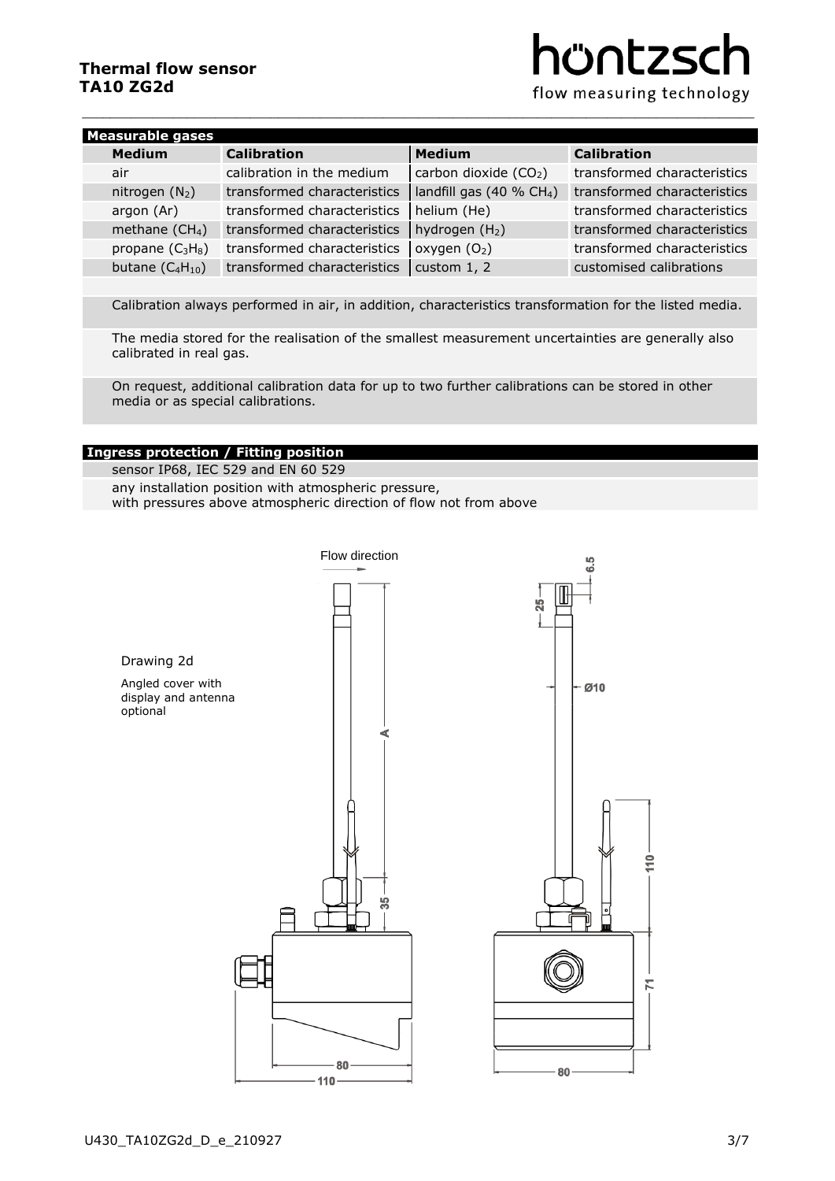## Measurable gases

| Medium | Calibration | Medium | Calibration |
|---|---|---|---|
| air | calibration in the medium | carbon dioxide ($CO_2$) | transformed characteristics |
| nitrogen ($N_2$) | transformed characteristics | landfill gas (40 % $CH_4$) | transformed characteristics |
| argon (Ar) | transformed characteristics | helium (He) | transformed characteristics |
| methane ($CH_4$) | transformed characteristics | hydrogen ($H_2$) | transformed characteristics |
| propane ($C_3H_8$) | transformed characteristics | oxygen ($O_2$) | transformed characteristics |
| butane ($C_4H_{10}$) | transformed characteristics | custom 1, 2 | customised calibrations |

Calibration always performed in air, in addition, characteristics transformation for the listed media.

The media stored for the realisation of the smallest measurement uncertainties are generally also calibrated in real gas.

On request, additional calibration data for up to two further calibrations can be stored in other media or as special calibrations.

## Ingress protection / Fitting position

sensor IP68, IEC 529 and EN 60 529

any installation position with atmospheric pressure,
with pressures above atmospheric direction of flow not from above

Drawing 2d

Angled cover with display and antenna optional

Flow direction

A, 35, 80, 110, 6.5, 25, Ø10, 110, 71, 80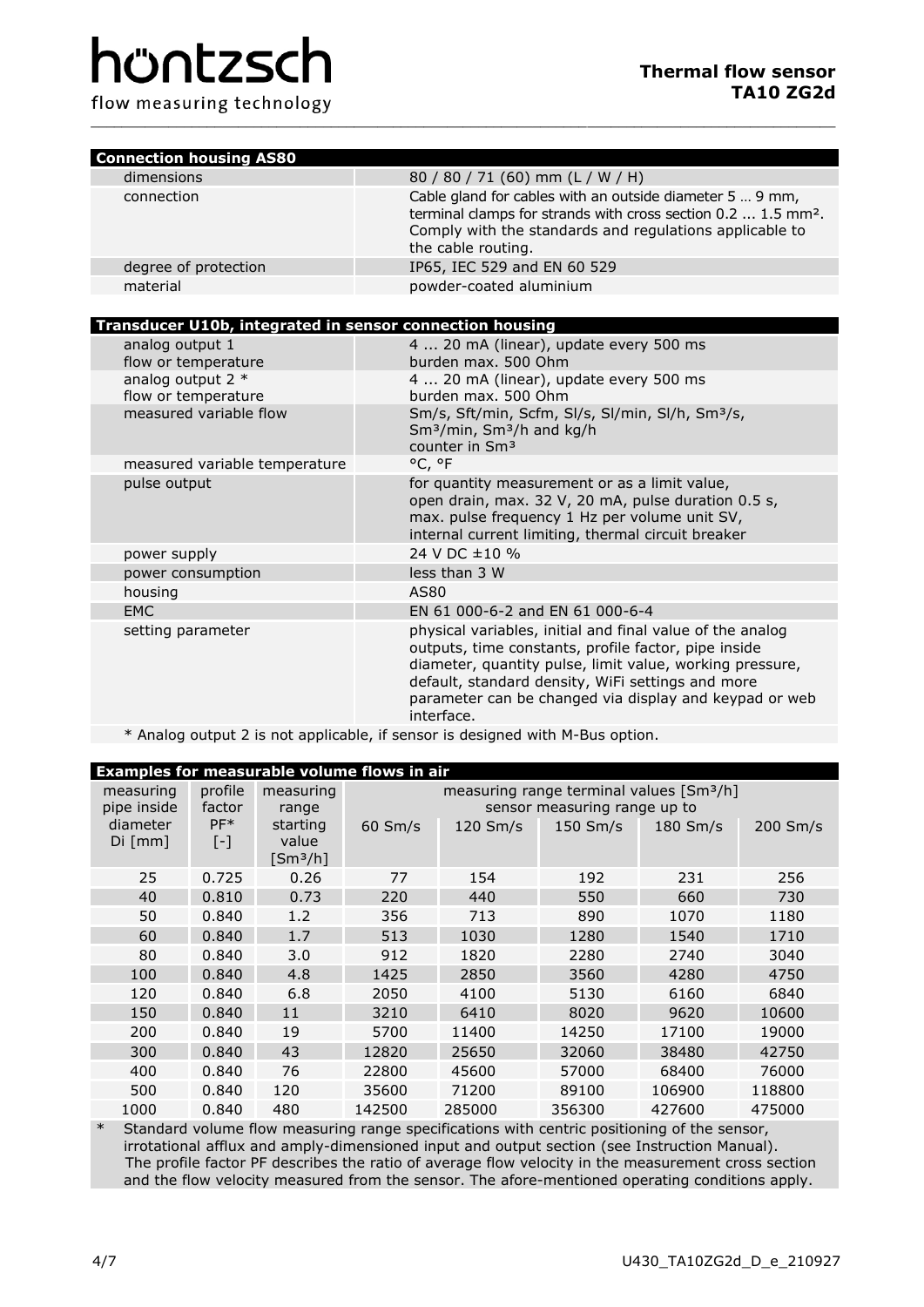| Connection housing AS80 | |
|---|---|
| dimensions | 80 / 80 / 71 (60) mm (L / W / H) |
| connection | Cable gland for cables with an outside diameter 5 … 9 mm, terminal clamps for strands with cross section 0.2 ... 1.5 mm². Comply with the standards and regulations applicable to the cable routing. |
| degree of protection | IP65, IEC 529 and EN 60 529 |
| material | powder-coated aluminium |

| Transducer U10b, integrated in sensor connection housing | |
|---|---|
| analog output 1<br>flow or temperature | 4 ... 20 mA (linear), update every 500 ms<br>burden max. 500 Ohm |
| analog output 2 *<br>flow or temperature | 4 ... 20 mA (linear), update every 500 ms<br>burden max. 500 Ohm |
| measured variable flow | Sm/s, Sft/min, Scfm, Sl/s, Sl/min, Sl/h, Sm³/s, Sm³/min, Sm³/h and kg/h<br>counter in Sm³ |
| measured variable temperature | °C, °F |
| pulse output | for quantity measurement or as a limit value, open drain, max. 32 V, 20 mA, pulse duration 0.5 s, max. pulse frequency 1 Hz per volume unit SV, internal current limiting, thermal circuit breaker |
| power supply | 24 V DC ±10 % |
| power consumption | less than 3 W |
| housing | AS80 |
| EMC | EN 61 000-6-2 and EN 61 000-6-4 |
| setting parameter | physical variables, initial and final value of the analog outputs, time constants, profile factor, pipe inside diameter, quantity pulse, limit value, working pressure, default, standard density, WiFi settings and more parameter can be changed via display and keypad or web interface. |

\* Analog output 2 is not applicable, if sensor is designed with M-Bus option.

**Examples for measurable volume flows in air**

| measuring pipe inside diameter Di [mm] | profile factor PF* [-] | measuring range starting value [Sm³/h] | measuring range terminal values [Sm³/h] sensor measuring range up to 60 Sm/s | 120 Sm/s | 150 Sm/s | 180 Sm/s | 200 Sm/s |
|---|---|---|---|---|---|---|---|
| 25 | 0.725 | 0.26 | 77 | 154 | 192 | 231 | 256 |
| 40 | 0.810 | 0.73 | 220 | 440 | 550 | 660 | 730 |
| 50 | 0.840 | 1.2 | 356 | 713 | 890 | 1070 | 1180 |
| 60 | 0.840 | 1.7 | 513 | 1030 | 1280 | 1540 | 1710 |
| 80 | 0.840 | 3.0 | 912 | 1820 | 2280 | 2740 | 3040 |
| 100 | 0.840 | 4.8 | 1425 | 2850 | 3560 | 4280 | 4750 |
| 120 | 0.840 | 6.8 | 2050 | 4100 | 5130 | 6160 | 6840 |
| 150 | 0.840 | 11 | 3210 | 6410 | 8020 | 9620 | 10600 |
| 200 | 0.840 | 19 | 5700 | 11400 | 14250 | 17100 | 19000 |
| 300 | 0.840 | 43 | 12820 | 25650 | 32060 | 38480 | 42750 |
| 400 | 0.840 | 76 | 22800 | 45600 | 57000 | 68400 | 76000 |
| 500 | 0.840 | 120 | 35600 | 71200 | 89100 | 106900 | 118800 |
| 1000 | 0.840 | 480 | 142500 | 285000 | 356300 | 427600 | 475000 |

\* Standard volume flow measuring range specifications with centric positioning of the sensor, irrotational afflux and amply-dimensioned input and output section (see Instruction Manual). The profile factor PF describes the ratio of average flow velocity in the measurement cross section and the flow velocity measured from the sensor. The afore-mentioned operating conditions apply.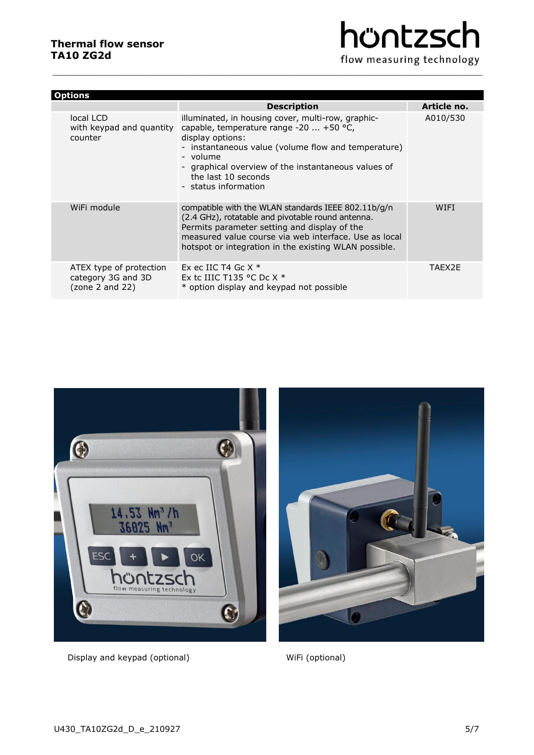## Options

| | Description | Article no. |
|---|---|---|
| local LCD with keypad and quantity counter | illuminated, in housing cover, multi-row, graphic-capable, temperature range -20 ... +50 °C, display options:<br>- instantaneous value (volume flow and temperature)<br>- volume<br>- graphical overview of the instantaneous values of the last 10 seconds<br>- status information | A010/530 |
| WiFi module | compatible with the WLAN standards IEEE 802.11b/g/n (2.4 GHz), rotatable and pivotable round antenna. Permits parameter setting and display of the measured value course via web interface. Use as local hotspot or integration in the existing WLAN possible. | WIFI |
| ATEX type of protection category 3G and 3D (zone 2 and 22) | Ex ec IIC T4 Gc X *<br>Ex tc IIIC T135 °C Dc X *<br>* option display and keypad not possible | TAEX2E |

Display and keypad (optional)

WiFi (optional)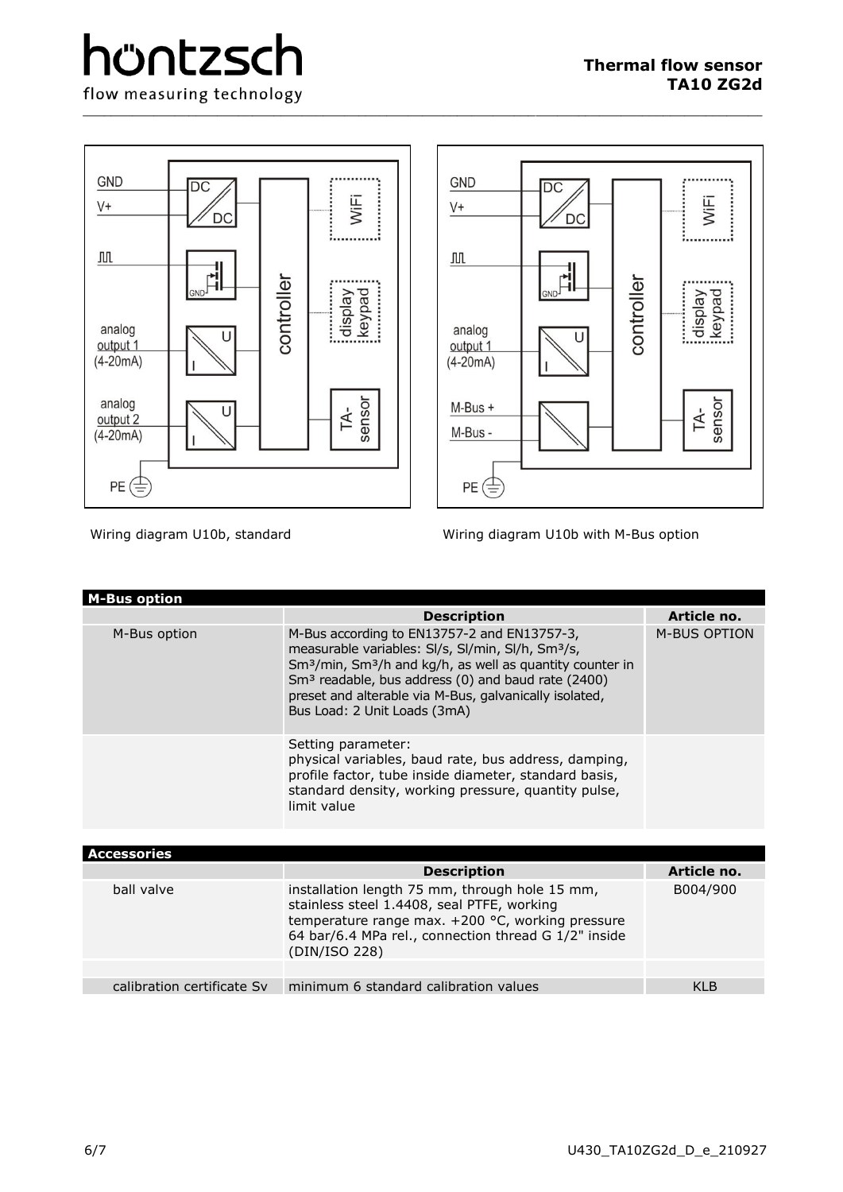Wiring diagram U10b, standard

Wiring diagram U10b with M-Bus option

| M-Bus option | | |
|---|---|---|
| | **Description** | **Article no.** |
| M-Bus option | M-Bus according to EN13757-2 and EN13757-3, measurable variables: Sl/s, Sl/min, Sl/h, Sm³/s, Sm³/min, Sm³/h and kg/h, as well as quantity counter in Sm³ readable, bus address (0) and baud rate (2400) preset and alterable via M-Bus, galvanically isolated, Bus Load: 2 Unit Loads (3mA) | M-BUS OPTION |
| | Setting parameter: physical variables, baud rate, bus address, damping, profile factor, tube inside diameter, standard basis, standard density, working pressure, quantity pulse, limit value | |

| Accessories | | |
|---|---|---|
| | **Description** | **Article no.** |
| ball valve | installation length 75 mm, through hole 15 mm, stainless steel 1.4408, seal PTFE, working temperature range max. +200 °C, working pressure 64 bar/6.4 MPa rel., connection thread G 1/2" inside (DIN/ISO 228) | B004/900 |
| | | |
| calibration certificate Sv | minimum 6 standard calibration values | KLB |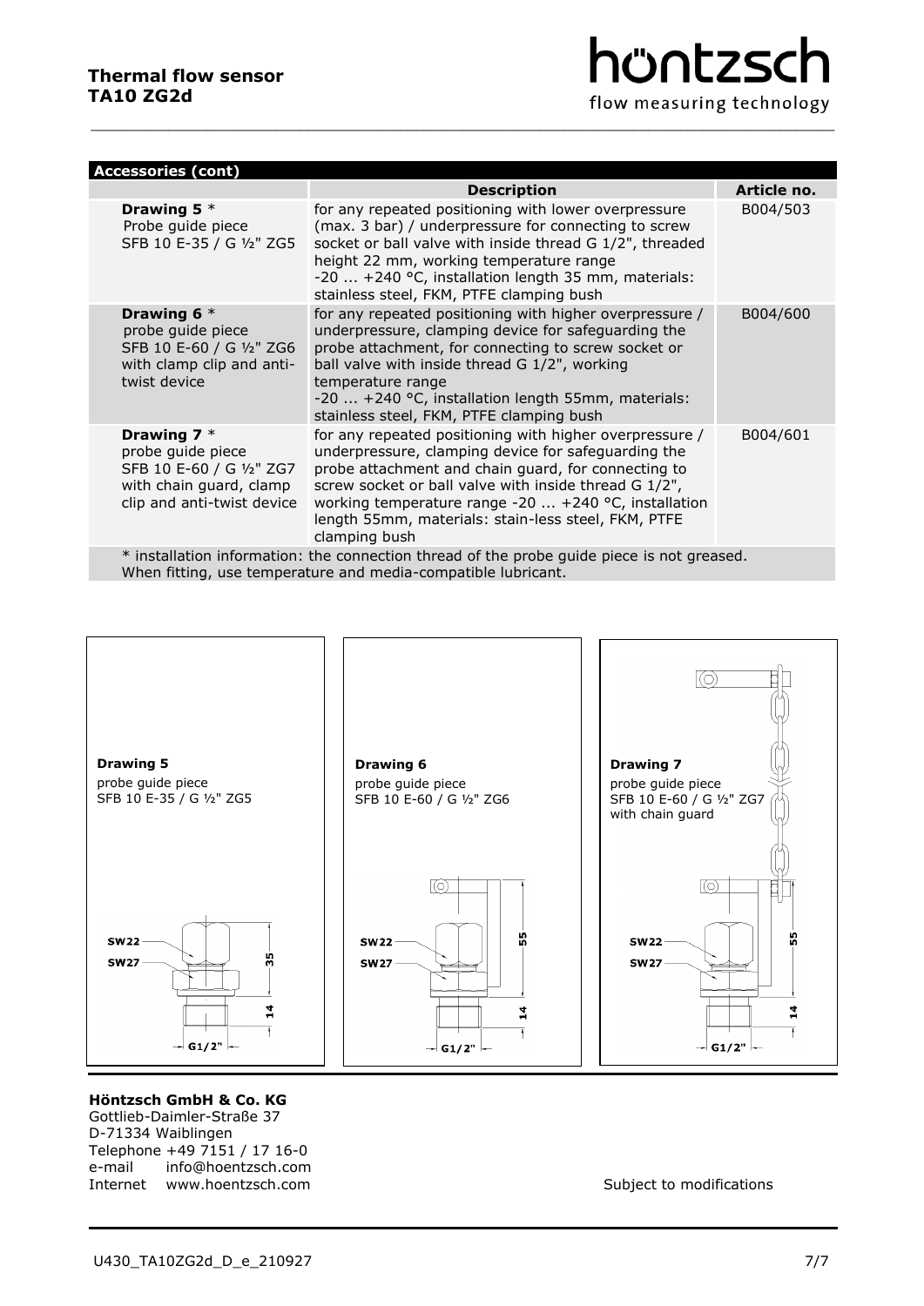## Accessories (cont)

| | Description | Article no. |
|---|---|---|
| **Drawing 5** * Probe guide piece SFB 10 E-35 / G ½" ZG5 | for any repeated positioning with lower overpressure (max. 3 bar) / underpressure for connecting to screw socket or ball valve with inside thread G 1/2", threaded height 22 mm, working temperature range -20 ... +240 °C, installation length 35 mm, materials: stainless steel, FKM, PTFE clamping bush | B004/503 |
| **Drawing 6** * probe guide piece SFB 10 E-60 / G ½" ZG6 with clamp clip and anti-twist device | for any repeated positioning with higher overpressure / underpressure, clamping device for safeguarding the probe attachment, for connecting to screw socket or ball valve with inside thread G 1/2", working temperature range -20 ... +240 °C, installation length 55mm, materials: stainless steel, FKM, PTFE clamping bush | B004/600 |
| **Drawing 7** * probe guide piece SFB 10 E-60 / G ½" ZG7 with chain guard, clamp clip and anti-twist device | for any repeated positioning with higher overpressure / underpressure, clamping device for safeguarding the probe attachment and chain guard, for connecting to screw socket or ball valve with inside thread G 1/2", working temperature range -20 ... +240 °C, installation length 55mm, materials: stain-less steel, FKM, PTFE clamping bush | B004/601 |

* installation information: the connection thread of the probe guide piece is not greased. When fitting, use temperature and media-compatible lubricant.

**Drawing 5**
probe guide piece
SFB 10 E-35 / G ½" ZG5

SW22
SW27
35
14
G1/2"

**Drawing 6**
probe guide piece
SFB 10 E-60 / G ½" ZG6

SW22
SW27
55
14
G1/2"

**Drawing 7**
probe guide piece
SFB 10 E-60 / G ½" ZG7
with chain guard

SW22
SW27
55
14
G1/2"

**Höntzsch GmbH & Co. KG**
Gottlieb-Daimler-Straße 37
D-71334 Waiblingen
Telephone +49 7151 / 17 16-0
e-mail info@hoentzsch.com
Internet www.hoentzsch.com

Subject to modifications